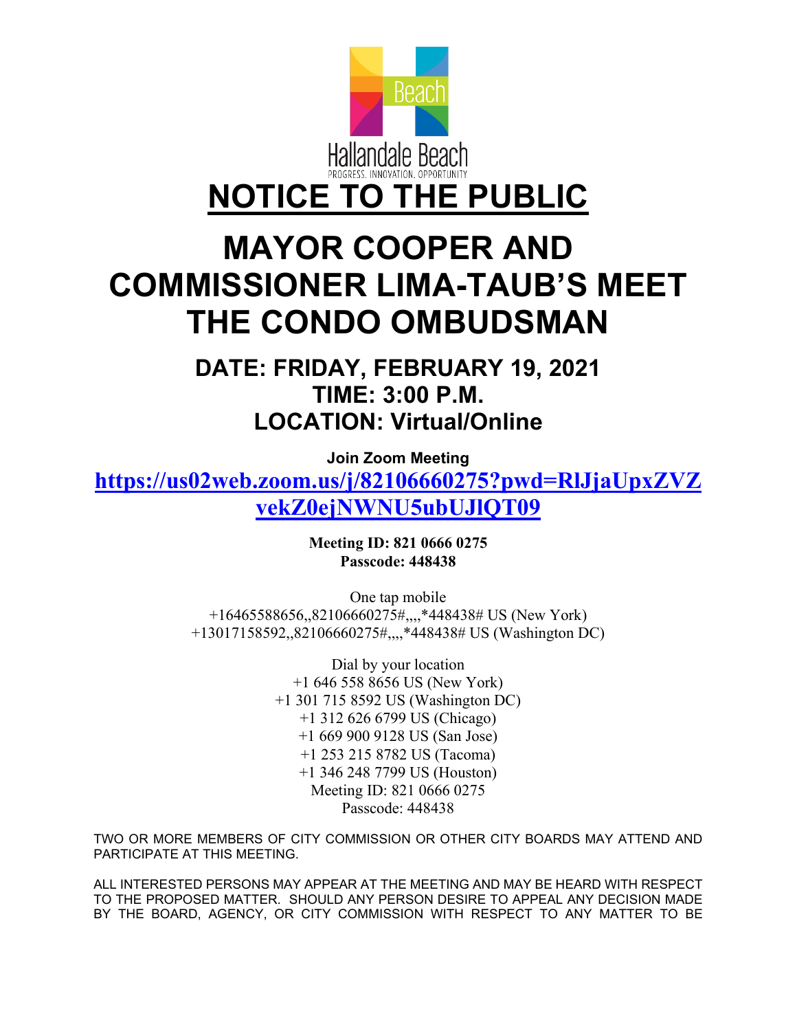Hallandale Beach

PROGRESS. INNOVATION. OPPORTUNITY

# NOTICE TO THE PUBLIC

# MAYOR COOPER AND COMMISSIONER LIMA-TAUB'S MEET THE CONDO OMBUDSMAN

## DATE: FRIDAY, FEBRUARY 19, 2021
## TIME: 3:00 P.M.
## LOCATION: Virtual/Online

**Join Zoom Meeting**

**https://us02web.zoom.us/j/82106660275?pwd=RlJjaUpxZVZvekZ0ejNWNU5ubUJlQT09**

**Meeting ID: 821 0666 0275**
**Passcode: 448438**

One tap mobile
+16465588656,,82106660275#,,,,*448438# US (New York)
+13017158592,,82106660275#,,,,*448438# US (Washington DC)

Dial by your location
+1 646 558 8656 US (New York)
+1 301 715 8592 US (Washington DC)
+1 312 626 6799 US (Chicago)
+1 669 900 9128 US (San Jose)
+1 253 215 8782 US (Tacoma)
+1 346 248 7799 US (Houston)
Meeting ID: 821 0666 0275
Passcode: 448438

TWO OR MORE MEMBERS OF CITY COMMISSION OR OTHER CITY BOARDS MAY ATTEND AND PARTICIPATE AT THIS MEETING.

ALL INTERESTED PERSONS MAY APPEAR AT THE MEETING AND MAY BE HEARD WITH RESPECT TO THE PROPOSED MATTER. SHOULD ANY PERSON DESIRE TO APPEAL ANY DECISION MADE BY THE BOARD, AGENCY, OR CITY COMMISSION WITH RESPECT TO ANY MATTER TO BE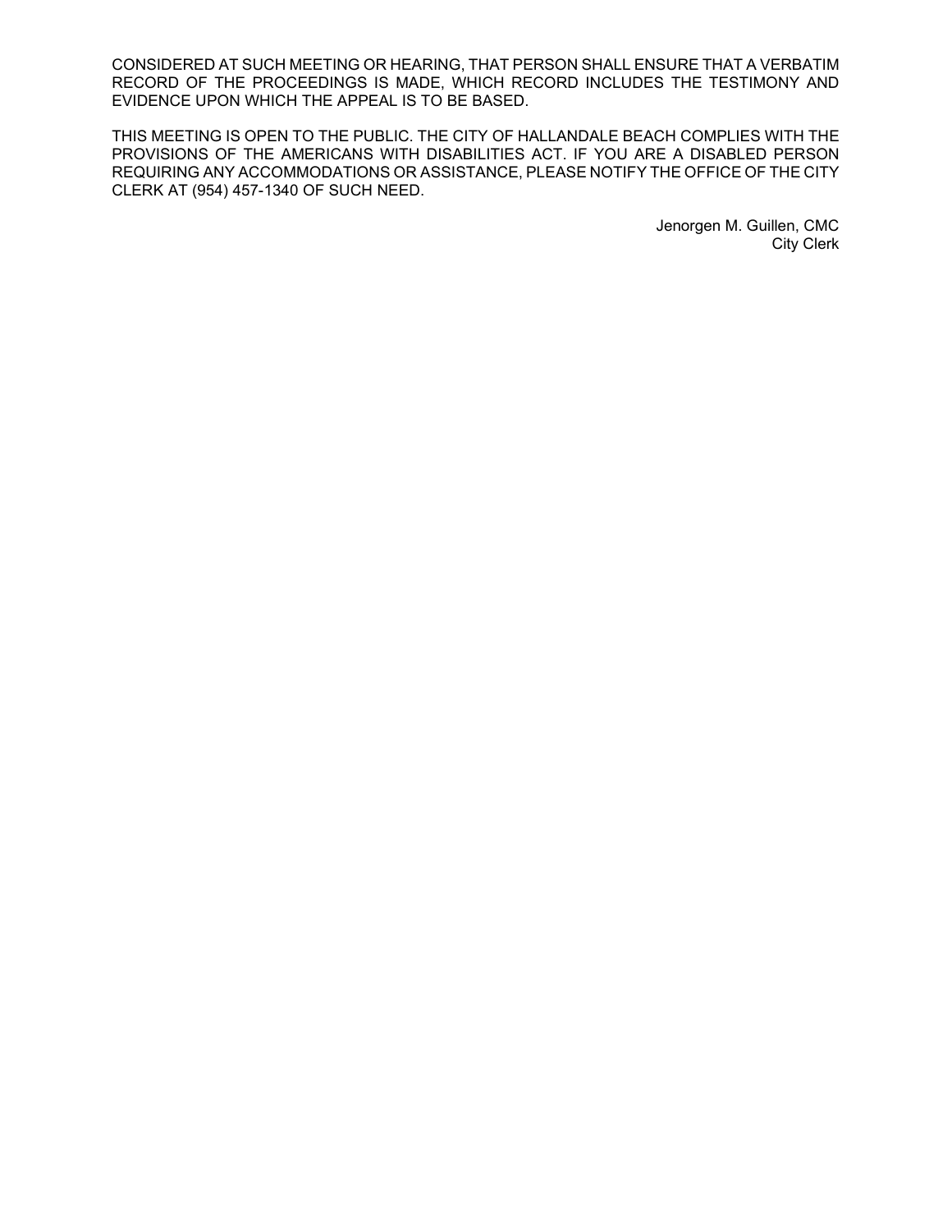CONSIDERED AT SUCH MEETING OR HEARING, THAT PERSON SHALL ENSURE THAT A VERBATIM RECORD OF THE PROCEEDINGS IS MADE, WHICH RECORD INCLUDES THE TESTIMONY AND EVIDENCE UPON WHICH THE APPEAL IS TO BE BASED.

THIS MEETING IS OPEN TO THE PUBLIC. THE CITY OF HALLANDALE BEACH COMPLIES WITH THE PROVISIONS OF THE AMERICANS WITH DISABILITIES ACT. IF YOU ARE A DISABLED PERSON REQUIRING ANY ACCOMMODATIONS OR ASSISTANCE, PLEASE NOTIFY THE OFFICE OF THE CITY CLERK AT (954) 457-1340 OF SUCH NEED.

Jenorgen M. Guillen, CMC
City Clerk